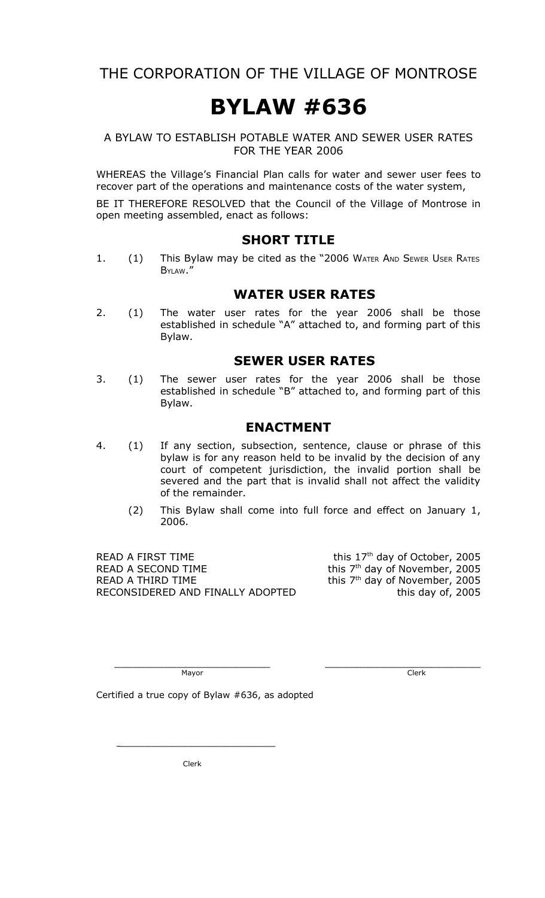# THE CORPORATION OF THE VILLAGE OF MONTROSE

# BYLAW #636

A BYLAW TO ESTABLISH POTABLE WATER AND SEWER USER RATES FOR THE YEAR 2006

WHEREAS the Village's Financial Plan calls for water and sewer user fees to recover part of the operations and maintenance costs of the water system,

BE IT THEREFORE RESOLVED that the Council of the Village of Montrose in open meeting assembled, enact as follows:

## SHORT TITLE

1. (1) This Bylaw may be cited as the "2006 WATER AND SEWER USER RATES BYLAW."

## WATER USER RATES

2. (1) The water user rates for the year 2006 shall be those established in schedule "A" attached to, and forming part of this Bylaw.

## SEWER USER RATES

3. (1) The sewer user rates for the year 2006 shall be those established in schedule "B" attached to, and forming part of this Bylaw.

## ENACTMENT

4. (1) If any section, subsection, sentence, clause or phrase of this bylaw is for any reason held to be invalid by the decision of any court of competent jurisdiction, the invalid portion shall be severed and the part that is invalid shall not affect the validity of the remainder.

   (2) This Bylaw shall come into full force and effect on January 1, 2006.

| | |
|---|---|
| READ A FIRST TIME | this 17th day of October, 2005 |
| READ A SECOND TIME | this 7th day of November, 2005 |
| READ A THIRD TIME | this 7th day of November, 2005 |
| RECONSIDERED AND FINALLY ADOPTED | this day of, 2005 |

\_\_\_\_\_\_\_\_\_\_\_\_\_\_\_\_\_\_\_\_\_\_\_\_\_\_\_
Mayor

\_\_\_\_\_\_\_\_\_\_\_\_\_\_\_\_\_\_\_\_\_\_\_\_\_\_\_
Clerk

Certified a true copy of Bylaw #636, as adopted

\_\_\_\_\_\_\_\_\_\_\_\_\_\_\_\_\_\_\_\_\_\_\_\_\_\_\_
Clerk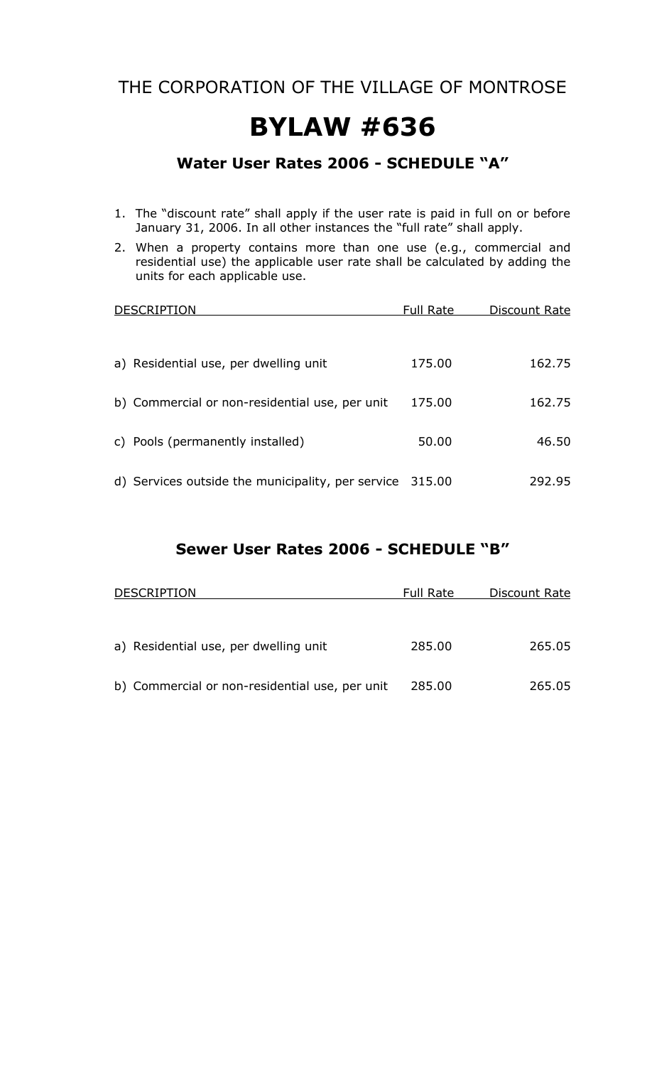THE CORPORATION OF THE VILLAGE OF MONTROSE

# BYLAW #636

## Water User Rates 2006 - SCHEDULE "A"

1. The "discount rate" shall apply if the user rate is paid in full on or before January 31, 2006. In all other instances the "full rate" shall apply.
2. When a property contains more than one use (e.g., commercial and residential use) the applicable user rate shall be calculated by adding the units for each applicable use.

| DESCRIPTION | Full Rate | Discount Rate |
|---|---|---|
| a) Residential use, per dwelling unit | 175.00 | 162.75 |
| b) Commercial or non-residential use, per unit | 175.00 | 162.75 |
| c) Pools (permanently installed) | 50.00 | 46.50 |
| d) Services outside the municipality, per service | 315.00 | 292.95 |

## Sewer User Rates 2006 - SCHEDULE "B"

| DESCRIPTION | Full Rate | Discount Rate |
|---|---|---|
| a) Residential use, per dwelling unit | 285.00 | 265.05 |
| b) Commercial or non-residential use, per unit | 285.00 | 265.05 |